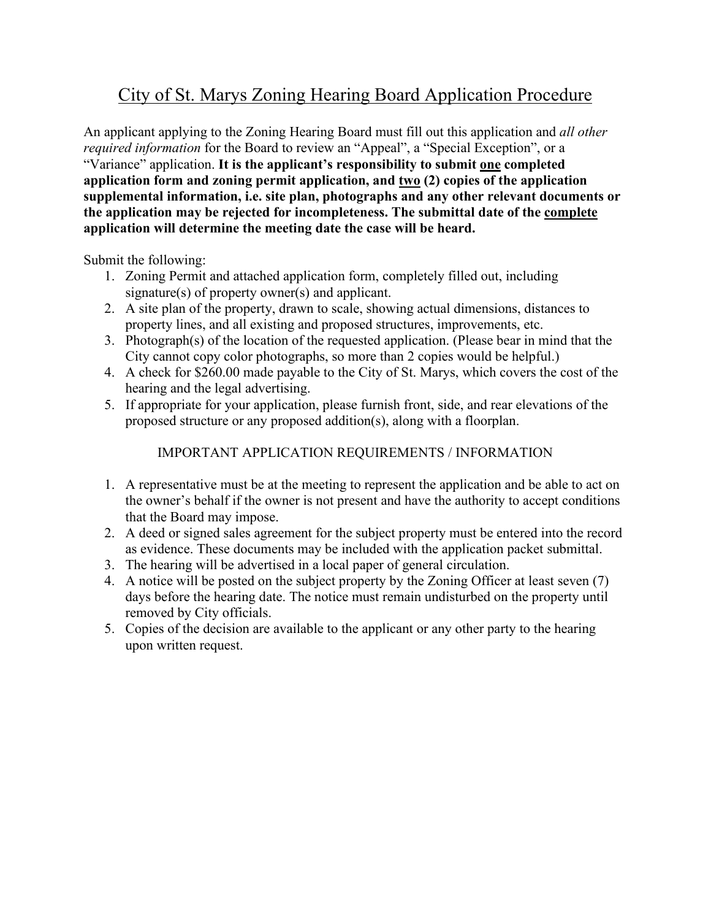# City of St. Marys Zoning Hearing Board Application Procedure

An applicant applying to the Zoning Hearing Board must fill out this application and *all other required information* for the Board to review an "Appeal", a "Special Exception", or a "Variance" application. **It is the applicant's responsibility to submit one completed application form and zoning permit application, and two (2) copies of the application supplemental information, i.e. site plan, photographs and any other relevant documents or the application may be rejected for incompleteness. The submittal date of the complete application will determine the meeting date the case will be heard.**

Submit the following:

1. Zoning Permit and attached application form, completely filled out, including signature(s) of property owner(s) and applicant.
2. A site plan of the property, drawn to scale, showing actual dimensions, distances to property lines, and all existing and proposed structures, improvements, etc.
3. Photograph(s) of the location of the requested application. (Please bear in mind that the City cannot copy color photographs, so more than 2 copies would be helpful.)
4. A check for $260.00 made payable to the City of St. Marys, which covers the cost of the hearing and the legal advertising.
5. If appropriate for your application, please furnish front, side, and rear elevations of the proposed structure or any proposed addition(s), along with a floorplan.

## IMPORTANT APPLICATION REQUIREMENTS / INFORMATION

1. A representative must be at the meeting to represent the application and be able to act on the owner's behalf if the owner is not present and have the authority to accept conditions that the Board may impose.
2. A deed or signed sales agreement for the subject property must be entered into the record as evidence. These documents may be included with the application packet submittal.
3. The hearing will be advertised in a local paper of general circulation.
4. A notice will be posted on the subject property by the Zoning Officer at least seven (7) days before the hearing date. The notice must remain undisturbed on the property until removed by City officials.
5. Copies of the decision are available to the applicant or any other party to the hearing upon written request.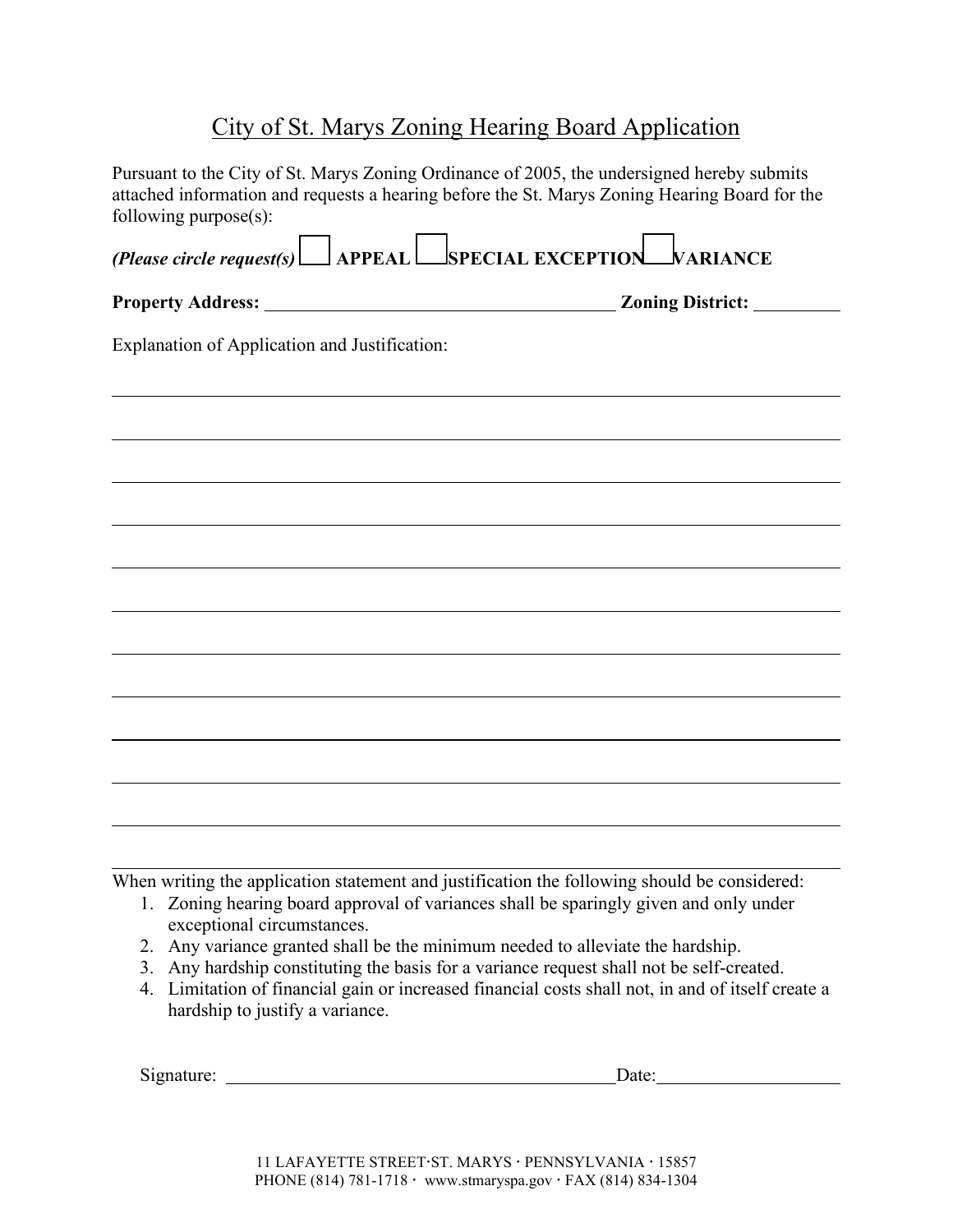# City of St. Marys Zoning Hearing Board Application

Pursuant to the City of St. Marys Zoning Ordinance of 2005, the undersigned hereby submits attached information and requests a hearing before the St. Marys Zoning Hearing Board for the following purpose(s):

***(Please circle request(s)*** ☐ **APPEAL** ☐ **SPECIAL EXCEPTION** ☐ **VARIANCE**

**Property Address:** ______________________________________ **Zoning District:** __________

Explanation of Application and Justification:

______________________________________________________________________________

______________________________________________________________________________

______________________________________________________________________________

______________________________________________________________________________

______________________________________________________________________________

______________________________________________________________________________

______________________________________________________________________________

______________________________________________________________________________

______________________________________________________________________________

______________________________________________________________________________

______________________________________________________________________________

______________________________________________________________________________

When writing the application statement and justification the following should be considered:

1. Zoning hearing board approval of variances shall be sparingly given and only under exceptional circumstances.
2. Any variance granted shall be the minimum needed to alleviate the hardship.
3. Any hardship constituting the basis for a variance request shall not be self-created.
4. Limitation of financial gain or increased financial costs shall not, in and of itself create a hardship to justify a variance.

Signature: ___________________________________________ Date: ____________________

11 LAFAYETTE STREET · ST. MARYS · PENNSYLVANIA · 15857
PHONE (814) 781-1718 · www.stmaryspa.gov · FAX (814) 834-1304